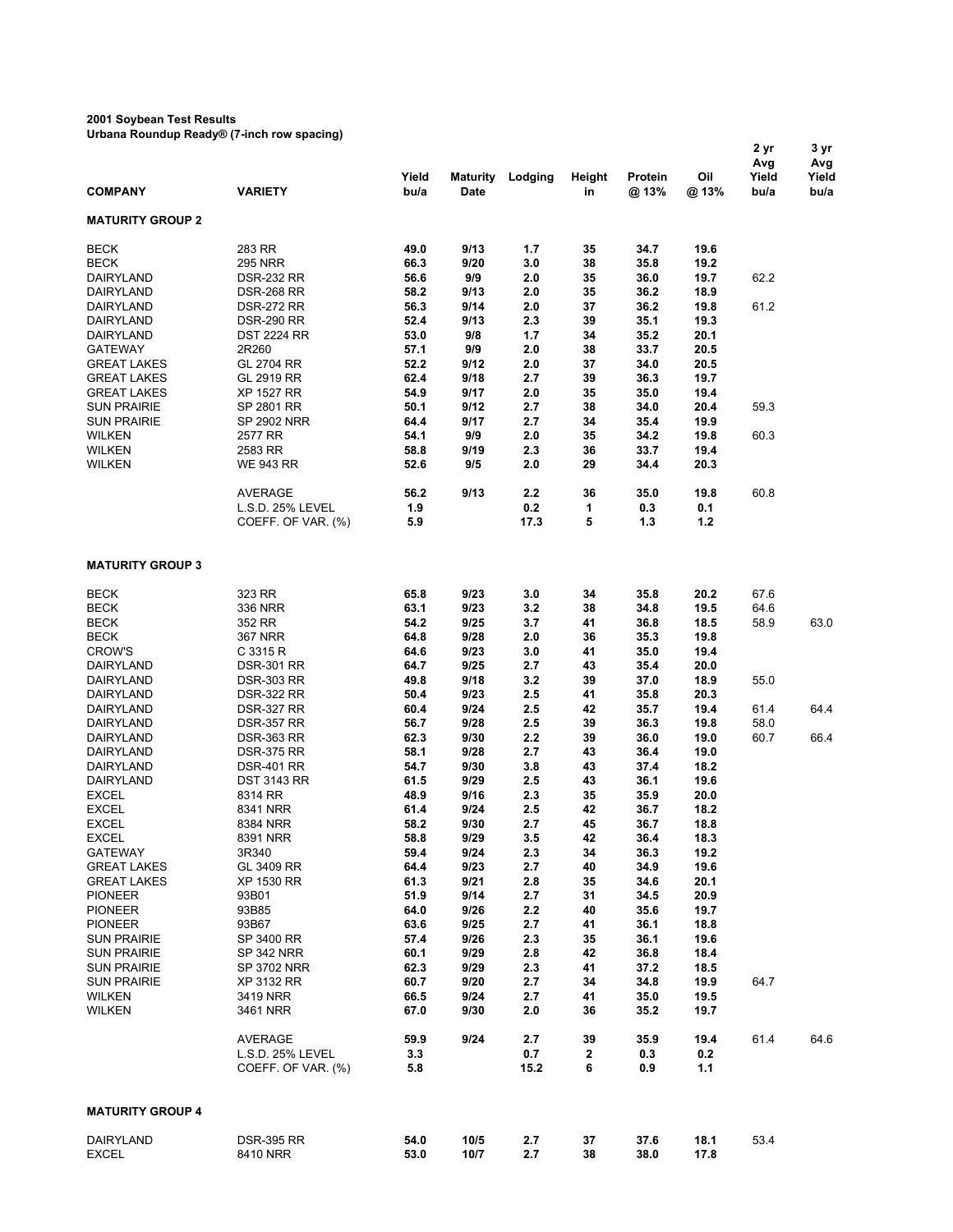**2001 Soybean Test Results**
**Urbana Roundup Ready® (7-inch row spacing)**

| COMPANY | VARIETY | Yield bu/a | Maturity Date | Lodging | Height in | Protein @ 13% | Oil @ 13% | 2 yr Avg Yield bu/a | 3 yr Avg Yield bu/a |
|---|---|---|---|---|---|---|---|---|---|
| **MATURITY GROUP 2** | | | | | | | | | |
| BECK | 283 RR | 49.0 | 9/13 | 1.7 | 35 | 34.7 | 19.6 | | |
| BECK | 295 NRR | 66.3 | 9/20 | 3.0 | 38 | 35.8 | 19.2 | | |
| DAIRYLAND | DSR-232 RR | 56.6 | 9/9 | 2.0 | 35 | 36.0 | 19.7 | 62.2 | |
| DAIRYLAND | DSR-268 RR | 58.2 | 9/13 | 2.0 | 35 | 36.2 | 18.9 | | |
| DAIRYLAND | DSR-272 RR | 56.3 | 9/14 | 2.0 | 37 | 36.2 | 19.8 | 61.2 | |
| DAIRYLAND | DSR-290 RR | 52.4 | 9/13 | 2.3 | 39 | 35.1 | 19.3 | | |
| DAIRYLAND | DST 2224 RR | 53.0 | 9/8 | 1.7 | 34 | 35.2 | 20.1 | | |
| GATEWAY | 2R260 | 57.1 | 9/9 | 2.0 | 38 | 33.7 | 20.5 | | |
| GREAT LAKES | GL 2704 RR | 52.2 | 9/12 | 2.0 | 37 | 34.0 | 20.5 | | |
| GREAT LAKES | GL 2919 RR | 62.4 | 9/18 | 2.7 | 39 | 36.3 | 19.7 | | |
| GREAT LAKES | XP 1527 RR | 54.9 | 9/17 | 2.0 | 35 | 35.0 | 19.4 | | |
| SUN PRAIRIE | SP 2801 RR | 50.1 | 9/12 | 2.7 | 38 | 34.0 | 20.4 | 59.3 | |
| SUN PRAIRIE | SP 2902 NRR | 64.4 | 9/17 | 2.7 | 34 | 35.4 | 19.9 | | |
| WILKEN | 2577 RR | 54.1 | 9/9 | 2.0 | 35 | 34.2 | 19.8 | 60.3 | |
| WILKEN | 2583 RR | 58.8 | 9/19 | 2.3 | 36 | 33.7 | 19.4 | | |
| WILKEN | WE 943 RR | 52.6 | 9/5 | 2.0 | 29 | 34.4 | 20.3 | | |
| | AVERAGE | 56.2 | 9/13 | 2.2 | 36 | 35.0 | 19.8 | 60.8 | |
| | L.S.D. 25% LEVEL | 1.9 | | 0.2 | 1 | 0.3 | 0.1 | | |
| | COEFF. OF VAR. (%) | 5.9 | | 17.3 | 5 | 1.3 | 1.2 | | |
| **MATURITY GROUP 3** | | | | | | | | | |
| BECK | 323 RR | 65.8 | 9/23 | 3.0 | 34 | 35.8 | 20.2 | 67.6 | |
| BECK | 336 NRR | 63.1 | 9/23 | 3.2 | 38 | 34.8 | 19.5 | 64.6 | |
| BECK | 352 RR | 54.2 | 9/25 | 3.7 | 41 | 36.8 | 18.5 | 58.9 | 63.0 |
| BECK | 367 NRR | 64.8 | 9/28 | 2.0 | 36 | 35.3 | 19.8 | | |
| CROW'S | C 3315 R | 64.6 | 9/23 | 3.0 | 41 | 35.0 | 19.4 | | |
| DAIRYLAND | DSR-301 RR | 64.7 | 9/25 | 2.7 | 43 | 35.4 | 20.0 | | |
| DAIRYLAND | DSR-303 RR | 49.8 | 9/18 | 3.2 | 39 | 37.0 | 18.9 | 55.0 | |
| DAIRYLAND | DSR-322 RR | 50.4 | 9/23 | 2.5 | 41 | 35.8 | 20.3 | | |
| DAIRYLAND | DSR-327 RR | 60.4 | 9/24 | 2.5 | 42 | 35.7 | 19.4 | 61.4 | 64.4 |
| DAIRYLAND | DSR-357 RR | 56.7 | 9/28 | 2.5 | 39 | 36.3 | 19.8 | 58.0 | |
| DAIRYLAND | DSR-363 RR | 62.3 | 9/30 | 2.2 | 39 | 36.0 | 19.0 | 60.7 | 66.4 |
| DAIRYLAND | DSR-375 RR | 58.1 | 9/28 | 2.7 | 43 | 36.4 | 19.0 | | |
| DAIRYLAND | DSR-401 RR | 54.7 | 9/30 | 3.8 | 43 | 37.4 | 18.2 | | |
| DAIRYLAND | DST 3143 RR | 61.5 | 9/29 | 2.5 | 43 | 36.1 | 19.6 | | |
| EXCEL | 8314 RR | 48.9 | 9/16 | 2.3 | 35 | 35.9 | 20.0 | | |
| EXCEL | 8341 NRR | 61.4 | 9/24 | 2.5 | 42 | 36.7 | 18.2 | | |
| EXCEL | 8384 NRR | 58.2 | 9/30 | 2.7 | 45 | 36.7 | 18.8 | | |
| EXCEL | 8391 NRR | 58.8 | 9/29 | 3.5 | 42 | 36.4 | 18.3 | | |
| GATEWAY | 3R340 | 59.4 | 9/24 | 2.3 | 34 | 36.3 | 19.2 | | |
| GREAT LAKES | GL 3409 RR | 64.4 | 9/23 | 2.7 | 40 | 34.9 | 19.6 | | |
| GREAT LAKES | XP 1530 RR | 61.3 | 9/21 | 2.8 | 35 | 34.6 | 20.1 | | |
| PIONEER | 93B01 | 51.9 | 9/14 | 2.7 | 31 | 34.5 | 20.9 | | |
| PIONEER | 93B85 | 64.0 | 9/26 | 2.2 | 40 | 35.6 | 19.7 | | |
| PIONEER | 93B67 | 63.6 | 9/25 | 2.7 | 41 | 36.1 | 18.8 | | |
| SUN PRAIRIE | SP 3400 RR | 57.4 | 9/26 | 2.3 | 35 | 36.1 | 19.6 | | |
| SUN PRAIRIE | SP 342 NRR | 60.1 | 9/29 | 2.8 | 42 | 36.8 | 18.4 | | |
| SUN PRAIRIE | SP 3702 NRR | 62.3 | 9/29 | 2.3 | 41 | 37.2 | 18.5 | | |
| SUN PRAIRIE | XP 3132 RR | 60.7 | 9/20 | 2.7 | 34 | 34.8 | 19.9 | 64.7 | |
| WILKEN | 3419 NRR | 66.5 | 9/24 | 2.7 | 41 | 35.0 | 19.5 | | |
| WILKEN | 3461 NRR | 67.0 | 9/30 | 2.0 | 36 | 35.2 | 19.7 | | |
| | AVERAGE | 59.9 | 9/24 | 2.7 | 39 | 35.9 | 19.4 | 61.4 | 64.6 |
| | L.S.D. 25% LEVEL | 3.3 | | 0.7 | 2 | 0.3 | 0.2 | | |
| | COEFF. OF VAR. (%) | 5.8 | | 15.2 | 6 | 0.9 | 1.1 | | |
| **MATURITY GROUP 4** | | | | | | | | | |
| DAIRYLAND | DSR-395 RR | 54.0 | 10/5 | 2.7 | 37 | 37.6 | 18.1 | 53.4 | |
| EXCEL | 8410 NRR | 53.0 | 10/7 | 2.7 | 38 | 38.0 | 17.8 | | |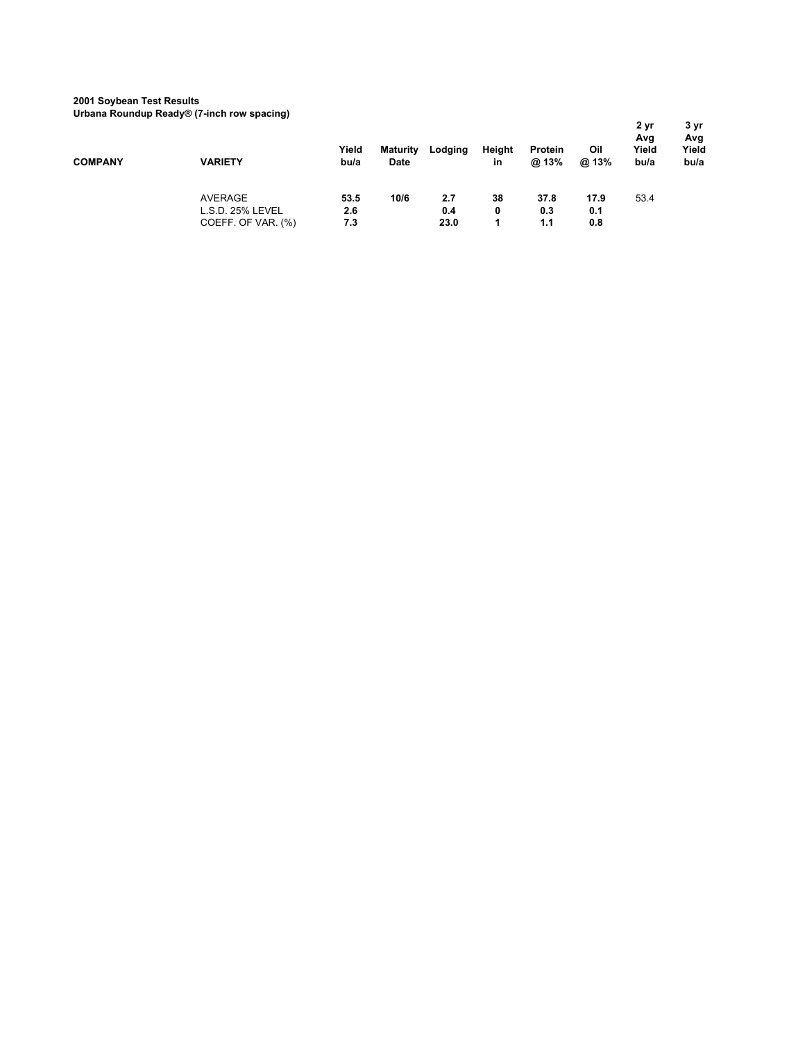**2001 Soybean Test Results**
**Urbana Roundup Ready® (7-inch row spacing)**

| COMPANY | VARIETY | Yield bu/a | Maturity Date | Lodging | Height in | Protein @ 13% | Oil @ 13% | 2 yr Avg Yield bu/a | 3 yr Avg Yield bu/a |
|---|---|---|---|---|---|---|---|---|---|
| | AVERAGE | **53.5** | **10/6** | **2.7** | **38** | **37.8** | **17.9** | 53.4 | |
| | L.S.D. 25% LEVEL | **2.6** | | **0.4** | **0** | **0.3** | **0.1** | | |
| | COEFF. OF VAR. (%) | **7.3** | | **23.0** | **1** | **1.1** | **0.8** | | |